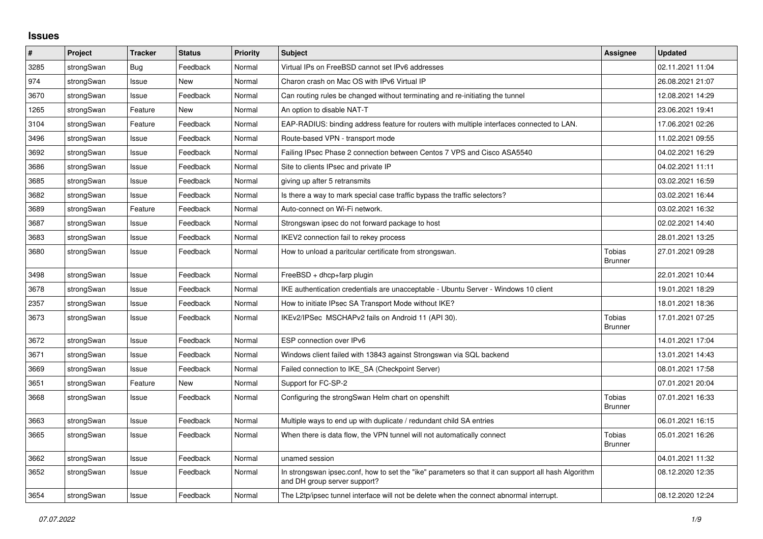# Issues

| # | Project | Tracker | Status | Priority | Subject | Assignee | Updated |
|---|---|---|---|---|---|---|---|
| 3285 | strongSwan | Bug | Feedback | Normal | Virtual IPs on FreeBSD cannot set IPv6 addresses | | 02.11.2021 11:04 |
| 974 | strongSwan | Issue | New | Normal | Charon crash on Mac OS with IPv6 Virtual IP | | 26.08.2021 21:07 |
| 3670 | strongSwan | Issue | Feedback | Normal | Can routing rules be changed without terminating and re-initiating the tunnel | | 12.08.2021 14:29 |
| 1265 | strongSwan | Feature | New | Normal | An option to disable NAT-T | | 23.06.2021 19:41 |
| 3104 | strongSwan | Feature | Feedback | Normal | EAP-RADIUS: binding address feature for routers with multiple interfaces connected to LAN. | | 17.06.2021 02:26 |
| 3496 | strongSwan | Issue | Feedback | Normal | Route-based VPN - transport mode | | 11.02.2021 09:55 |
| 3692 | strongSwan | Issue | Feedback | Normal | Failing IPsec Phase 2 connection between Centos 7 VPS and Cisco ASA5540 | | 04.02.2021 16:29 |
| 3686 | strongSwan | Issue | Feedback | Normal | Site to clients IPsec and private IP | | 04.02.2021 11:11 |
| 3685 | strongSwan | Issue | Feedback | Normal | giving up after 5 retransmits | | 03.02.2021 16:59 |
| 3682 | strongSwan | Issue | Feedback | Normal | Is there a way to mark special case traffic bypass the traffic selectors? | | 03.02.2021 16:44 |
| 3689 | strongSwan | Feature | Feedback | Normal | Auto-connect on Wi-Fi network. | | 03.02.2021 16:32 |
| 3687 | strongSwan | Issue | Feedback | Normal | Strongswan ipsec do not forward package to host | | 02.02.2021 14:40 |
| 3683 | strongSwan | Issue | Feedback | Normal | IKEV2 connection fail to rekey process | | 28.01.2021 13:25 |
| 3680 | strongSwan | Issue | Feedback | Normal | How to unload a paritcular certificate from strongswan. | Tobias Brunner | 27.01.2021 09:28 |
| 3498 | strongSwan | Issue | Feedback | Normal | FreeBSD + dhcp+farp plugin | | 22.01.2021 10:44 |
| 3678 | strongSwan | Issue | Feedback | Normal | IKE authentication credentials are unacceptable - Ubuntu Server - Windows 10 client | | 19.01.2021 18:29 |
| 2357 | strongSwan | Issue | Feedback | Normal | How to initiate IPsec SA Transport Mode without IKE? | | 18.01.2021 18:36 |
| 3673 | strongSwan | Issue | Feedback | Normal | IKEv2/IPSec MSCHAPv2 fails on Android 11 (API 30). | Tobias Brunner | 17.01.2021 07:25 |
| 3672 | strongSwan | Issue | Feedback | Normal | ESP connection over IPv6 | | 14.01.2021 17:04 |
| 3671 | strongSwan | Issue | Feedback | Normal | Windows client failed with 13843 against Strongswan via SQL backend | | 13.01.2021 14:43 |
| 3669 | strongSwan | Issue | Feedback | Normal | Failed connection to IKE_SA (Checkpoint Server) | | 08.01.2021 17:58 |
| 3651 | strongSwan | Feature | New | Normal | Support for FC-SP-2 | | 07.01.2021 20:04 |
| 3668 | strongSwan | Issue | Feedback | Normal | Configuring the strongSwan Helm chart on openshift | Tobias Brunner | 07.01.2021 16:33 |
| 3663 | strongSwan | Issue | Feedback | Normal | Multiple ways to end up with duplicate / redundant child SA entries | | 06.01.2021 16:15 |
| 3665 | strongSwan | Issue | Feedback | Normal | When there is data flow, the VPN tunnel will not automatically connect | Tobias Brunner | 05.01.2021 16:26 |
| 3662 | strongSwan | Issue | Feedback | Normal | unamed session | | 04.01.2021 11:32 |
| 3652 | strongSwan | Issue | Feedback | Normal | In strongswan ipsec.conf, how to set the "ike" parameters so that it can support all hash Algorithm and DH group server support? | | 08.12.2020 12:35 |
| 3654 | strongSwan | Issue | Feedback | Normal | The L2tp/ipsec tunnel interface will not be delete when the connect abnormal interrupt. | | 08.12.2020 12:24 |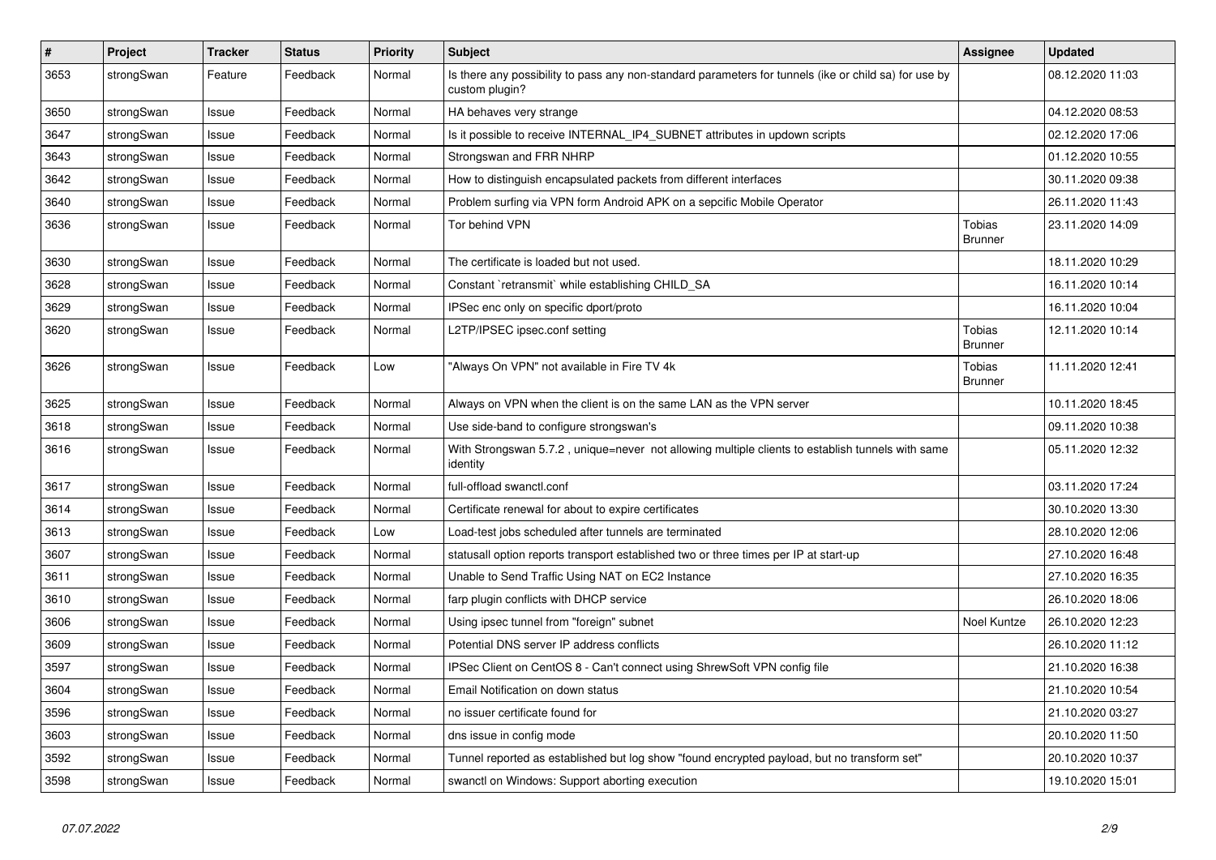| # | Project | Tracker | Status | Priority | Subject | Assignee | Updated |
|---|---|---|---|---|---|---|---|
| 3653 | strongSwan | Feature | Feedback | Normal | Is there any possibility to pass any non-standard parameters for tunnels (ike or child sa) for use by custom plugin? | | 08.12.2020 11:03 |
| 3650 | strongSwan | Issue | Feedback | Normal | HA behaves very strange | | 04.12.2020 08:53 |
| 3647 | strongSwan | Issue | Feedback | Normal | Is it possible to receive INTERNAL_IP4_SUBNET attributes in updown scripts | | 02.12.2020 17:06 |
| 3643 | strongSwan | Issue | Feedback | Normal | Strongswan and FRR NHRP | | 01.12.2020 10:55 |
| 3642 | strongSwan | Issue | Feedback | Normal | How to distinguish encapsulated packets from different interfaces | | 30.11.2020 09:38 |
| 3640 | strongSwan | Issue | Feedback | Normal | Problem surfing via VPN form Android APK on a sepcific Mobile Operator | | 26.11.2020 11:43 |
| 3636 | strongSwan | Issue | Feedback | Normal | Tor behind VPN | Tobias Brunner | 23.11.2020 14:09 |
| 3630 | strongSwan | Issue | Feedback | Normal | The certificate is loaded but not used. | | 18.11.2020 10:29 |
| 3628 | strongSwan | Issue | Feedback | Normal | Constant `retransmit` while establishing CHILD_SA | | 16.11.2020 10:14 |
| 3629 | strongSwan | Issue | Feedback | Normal | IPSec enc only on specific dport/proto | | 16.11.2020 10:04 |
| 3620 | strongSwan | Issue | Feedback | Normal | L2TP/IPSEC ipsec.conf setting | Tobias Brunner | 12.11.2020 10:14 |
| 3626 | strongSwan | Issue | Feedback | Low | "Always On VPN" not available in Fire TV 4k | Tobias Brunner | 11.11.2020 12:41 |
| 3625 | strongSwan | Issue | Feedback | Normal | Always on VPN when the client is on the same LAN as the VPN server | | 10.11.2020 18:45 |
| 3618 | strongSwan | Issue | Feedback | Normal | Use side-band to configure strongswan's | | 09.11.2020 10:38 |
| 3616 | strongSwan | Issue | Feedback | Normal | With Strongswan 5.7.2 , unique=never not allowing multiple clients to establish tunnels with same identity | | 05.11.2020 12:32 |
| 3617 | strongSwan | Issue | Feedback | Normal | full-offload swanctl.conf | | 03.11.2020 17:24 |
| 3614 | strongSwan | Issue | Feedback | Normal | Certificate renewal for about to expire certificates | | 30.10.2020 13:30 |
| 3613 | strongSwan | Issue | Feedback | Low | Load-test jobs scheduled after tunnels are terminated | | 28.10.2020 12:06 |
| 3607 | strongSwan | Issue | Feedback | Normal | statusall option reports transport established two or three times per IP at start-up | | 27.10.2020 16:48 |
| 3611 | strongSwan | Issue | Feedback | Normal | Unable to Send Traffic Using NAT on EC2 Instance | | 27.10.2020 16:35 |
| 3610 | strongSwan | Issue | Feedback | Normal | farp plugin conflicts with DHCP service | | 26.10.2020 18:06 |
| 3606 | strongSwan | Issue | Feedback | Normal | Using ipsec tunnel from "foreign" subnet | Noel Kuntze | 26.10.2020 12:23 |
| 3609 | strongSwan | Issue | Feedback | Normal | Potential DNS server IP address conflicts | | 26.10.2020 11:12 |
| 3597 | strongSwan | Issue | Feedback | Normal | IPSec Client on CentOS 8 - Can't connect using ShrewSoft VPN config file | | 21.10.2020 16:38 |
| 3604 | strongSwan | Issue | Feedback | Normal | Email Notification on down status | | 21.10.2020 10:54 |
| 3596 | strongSwan | Issue | Feedback | Normal | no issuer certificate found for | | 21.10.2020 03:27 |
| 3603 | strongSwan | Issue | Feedback | Normal | dns issue in config mode | | 20.10.2020 11:50 |
| 3592 | strongSwan | Issue | Feedback | Normal | Tunnel reported as established but log show "found encrypted payload, but no transform set" | | 20.10.2020 10:37 |
| 3598 | strongSwan | Issue | Feedback | Normal | swanctl on Windows: Support aborting execution | | 19.10.2020 15:01 |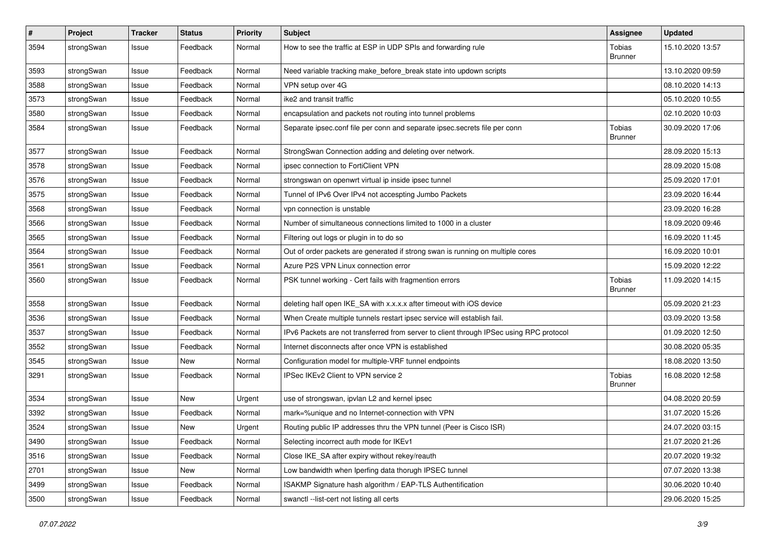| # | Project | Tracker | Status | Priority | Subject | Assignee | Updated |
|---|---|---|---|---|---|---|---|
| 3594 | strongSwan | Issue | Feedback | Normal | How to see the traffic at ESP in UDP SPIs and forwarding rule | Tobias Brunner | 15.10.2020 13:57 |
| 3593 | strongSwan | Issue | Feedback | Normal | Need variable tracking make_before_break state into updown scripts | | 13.10.2020 09:59 |
| 3588 | strongSwan | Issue | Feedback | Normal | VPN setup over 4G | | 08.10.2020 14:13 |
| 3573 | strongSwan | Issue | Feedback | Normal | ike2 and transit traffic | | 05.10.2020 10:55 |
| 3580 | strongSwan | Issue | Feedback | Normal | encapsulation and packets not routing into tunnel problems | | 02.10.2020 10:03 |
| 3584 | strongSwan | Issue | Feedback | Normal | Separate ipsec.conf file per conn and separate ipsec.secrets file per conn | Tobias Brunner | 30.09.2020 17:06 |
| 3577 | strongSwan | Issue | Feedback | Normal | StrongSwan Connection adding and deleting over network. | | 28.09.2020 15:13 |
| 3578 | strongSwan | Issue | Feedback | Normal | ipsec connection to FortiClient VPN | | 28.09.2020 15:08 |
| 3576 | strongSwan | Issue | Feedback | Normal | strongswan on openwrt virtual ip inside ipsec tunnel | | 25.09.2020 17:01 |
| 3575 | strongSwan | Issue | Feedback | Normal | Tunnel of IPv6 Over IPv4 not accespting Jumbo Packets | | 23.09.2020 16:44 |
| 3568 | strongSwan | Issue | Feedback | Normal | vpn connection is unstable | | 23.09.2020 16:28 |
| 3566 | strongSwan | Issue | Feedback | Normal | Number of simultaneous connections limited to 1000 in a cluster | | 18.09.2020 09:46 |
| 3565 | strongSwan | Issue | Feedback | Normal | Filtering out logs or plugin in to do so | | 16.09.2020 11:45 |
| 3564 | strongSwan | Issue | Feedback | Normal | Out of order packets are generated if strong swan is running on multiple cores | | 16.09.2020 10:01 |
| 3561 | strongSwan | Issue | Feedback | Normal | Azure P2S VPN Linux connection error | | 15.09.2020 12:22 |
| 3560 | strongSwan | Issue | Feedback | Normal | PSK tunnel working - Cert fails with fragmention errors | Tobias Brunner | 11.09.2020 14:15 |
| 3558 | strongSwan | Issue | Feedback | Normal | deleting half open IKE_SA with x.x.x.x after timeout with iOS device | | 05.09.2020 21:23 |
| 3536 | strongSwan | Issue | Feedback | Normal | When Create multiple tunnels restart ipsec service will establish fail. | | 03.09.2020 13:58 |
| 3537 | strongSwan | Issue | Feedback | Normal | IPv6 Packets are not transferred from server to client through IPSec using RPC protocol | | 01.09.2020 12:50 |
| 3552 | strongSwan | Issue | Feedback | Normal | Internet disconnects after once VPN is established | | 30.08.2020 05:35 |
| 3545 | strongSwan | Issue | New | Normal | Configuration model for multiple-VRF tunnel endpoints | | 18.08.2020 13:50 |
| 3291 | strongSwan | Issue | Feedback | Normal | IPSec IKEv2 Client to VPN service 2 | Tobias Brunner | 16.08.2020 12:58 |
| 3534 | strongSwan | Issue | New | Urgent | use of strongswan, ipvlan L2 and kernel ipsec | | 04.08.2020 20:59 |
| 3392 | strongSwan | Issue | Feedback | Normal | mark=%unique and no Internet-connection with VPN | | 31.07.2020 15:26 |
| 3524 | strongSwan | Issue | New | Urgent | Routing public IP addresses thru the VPN tunnel (Peer is Cisco ISR) | | 24.07.2020 03:15 |
| 3490 | strongSwan | Issue | Feedback | Normal | Selecting incorrect auth mode for IKEv1 | | 21.07.2020 21:26 |
| 3516 | strongSwan | Issue | Feedback | Normal | Close IKE_SA after expiry without rekey/reauth | | 20.07.2020 19:32 |
| 2701 | strongSwan | Issue | New | Normal | Low bandwidth when Iperfing data thorugh IPSEC tunnel | | 07.07.2020 13:38 |
| 3499 | strongSwan | Issue | Feedback | Normal | ISAKMP Signature hash algorithm / EAP-TLS Authentification | | 30.06.2020 10:40 |
| 3500 | strongSwan | Issue | Feedback | Normal | swanctl --list-cert not listing all certs | | 29.06.2020 15:25 |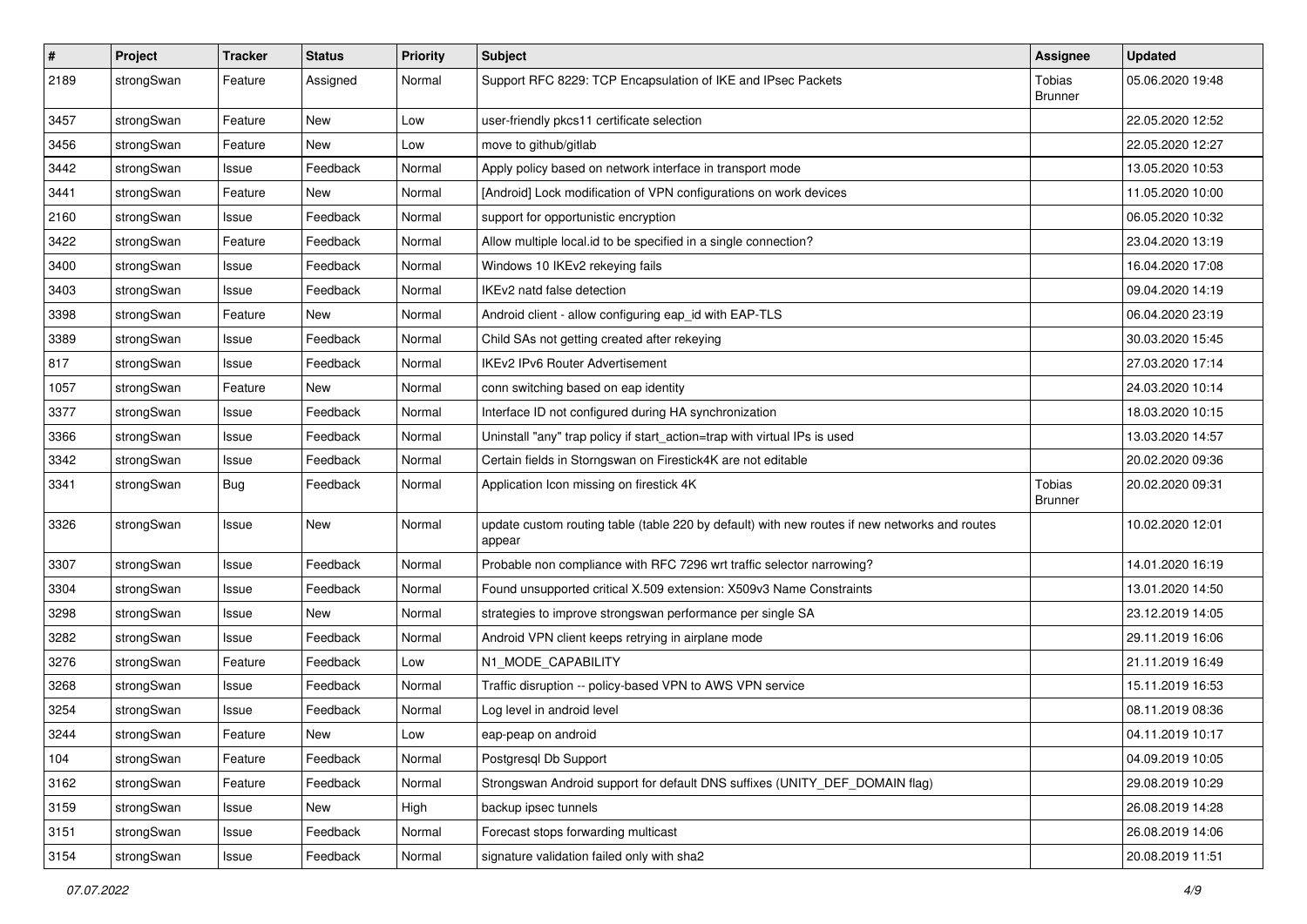| # | Project | Tracker | Status | Priority | Subject | Assignee | Updated |
|---|---|---|---|---|---|---|---|
| 2189 | strongSwan | Feature | Assigned | Normal | Support RFC 8229: TCP Encapsulation of IKE and IPsec Packets | Tobias Brunner | 05.06.2020 19:48 |
| 3457 | strongSwan | Feature | New | Low | user-friendly pkcs11 certificate selection | | 22.05.2020 12:52 |
| 3456 | strongSwan | Feature | New | Low | move to github/gitlab | | 22.05.2020 12:27 |
| 3442 | strongSwan | Issue | Feedback | Normal | Apply policy based on network interface in transport mode | | 13.05.2020 10:53 |
| 3441 | strongSwan | Feature | New | Normal | [Android] Lock modification of VPN configurations on work devices | | 11.05.2020 10:00 |
| 2160 | strongSwan | Issue | Feedback | Normal | support for opportunistic encryption | | 06.05.2020 10:32 |
| 3422 | strongSwan | Feature | Feedback | Normal | Allow multiple local.id to be specified in a single connection? | | 23.04.2020 13:19 |
| 3400 | strongSwan | Issue | Feedback | Normal | Windows 10 IKEv2 rekeying fails | | 16.04.2020 17:08 |
| 3403 | strongSwan | Issue | Feedback | Normal | IKEv2 natd false detection | | 09.04.2020 14:19 |
| 3398 | strongSwan | Feature | New | Normal | Android client - allow configuring eap_id with EAP-TLS | | 06.04.2020 23:19 |
| 3389 | strongSwan | Issue | Feedback | Normal | Child SAs not getting created after rekeying | | 30.03.2020 15:45 |
| 817 | strongSwan | Issue | Feedback | Normal | IKEv2 IPv6 Router Advertisement | | 27.03.2020 17:14 |
| 1057 | strongSwan | Feature | New | Normal | conn switching based on eap identity | | 24.03.2020 10:14 |
| 3377 | strongSwan | Issue | Feedback | Normal | Interface ID not configured during HA synchronization | | 18.03.2020 10:15 |
| 3366 | strongSwan | Issue | Feedback | Normal | Uninstall "any" trap policy if start_action=trap with virtual IPs is used | | 13.03.2020 14:57 |
| 3342 | strongSwan | Issue | Feedback | Normal | Certain fields in Storngswan on Firestick4K are not editable | | 20.02.2020 09:36 |
| 3341 | strongSwan | Bug | Feedback | Normal | Application Icon missing on firestick 4K | Tobias Brunner | 20.02.2020 09:31 |
| 3326 | strongSwan | Issue | New | Normal | update custom routing table (table 220 by default) with new routes if new networks and routes appear | | 10.02.2020 12:01 |
| 3307 | strongSwan | Issue | Feedback | Normal | Probable non compliance with RFC 7296 wrt traffic selector narrowing? | | 14.01.2020 16:19 |
| 3304 | strongSwan | Issue | Feedback | Normal | Found unsupported critical X.509 extension: X509v3 Name Constraints | | 13.01.2020 14:50 |
| 3298 | strongSwan | Issue | New | Normal | strategies to improve strongswan performance per single SA | | 23.12.2019 14:05 |
| 3282 | strongSwan | Issue | Feedback | Normal | Android VPN client keeps retrying in airplane mode | | 29.11.2019 16:06 |
| 3276 | strongSwan | Feature | Feedback | Low | N1_MODE_CAPABILITY | | 21.11.2019 16:49 |
| 3268 | strongSwan | Issue | Feedback | Normal | Traffic disruption -- policy-based VPN to AWS VPN service | | 15.11.2019 16:53 |
| 3254 | strongSwan | Issue | Feedback | Normal | Log level in android level | | 08.11.2019 08:36 |
| 3244 | strongSwan | Feature | New | Low | eap-peap on android | | 04.11.2019 10:17 |
| 104 | strongSwan | Feature | Feedback | Normal | Postgresql Db Support | | 04.09.2019 10:05 |
| 3162 | strongSwan | Feature | Feedback | Normal | Strongswan Android support for default DNS suffixes (UNITY_DEF_DOMAIN flag) | | 29.08.2019 10:29 |
| 3159 | strongSwan | Issue | New | High | backup ipsec tunnels | | 26.08.2019 14:28 |
| 3151 | strongSwan | Issue | Feedback | Normal | Forecast stops forwarding multicast | | 26.08.2019 14:06 |
| 3154 | strongSwan | Issue | Feedback | Normal | signature validation failed only with sha2 | | 20.08.2019 11:51 |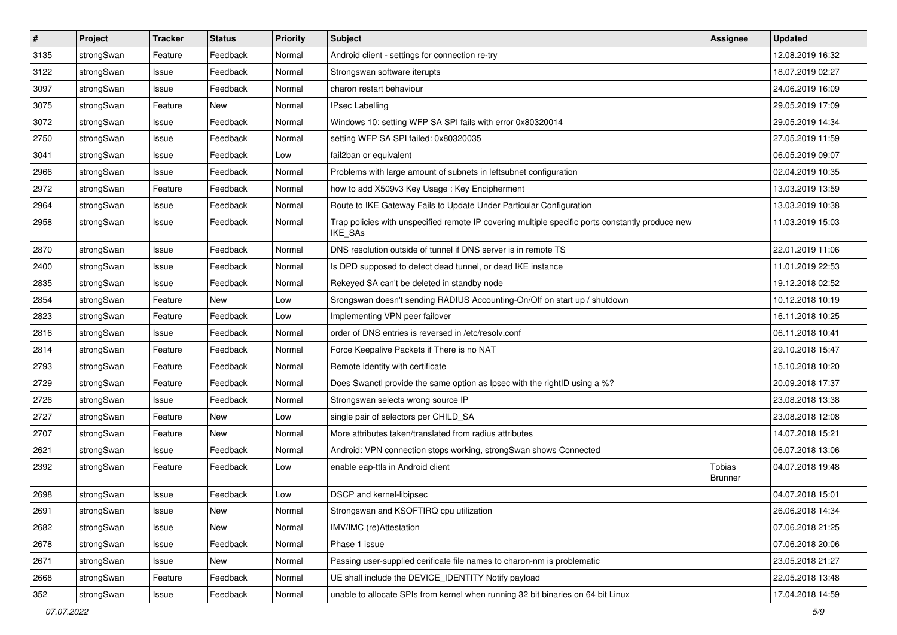| # | Project | Tracker | Status | Priority | Subject | Assignee | Updated |
|---|---|---|---|---|---|---|---|
| 3135 | strongSwan | Feature | Feedback | Normal | Android client - settings for connection re-try | | 12.08.2019 16:32 |
| 3122 | strongSwan | Issue | Feedback | Normal | Strongswan software iterupts | | 18.07.2019 02:27 |
| 3097 | strongSwan | Issue | Feedback | Normal | charon restart behaviour | | 24.06.2019 16:09 |
| 3075 | strongSwan | Feature | New | Normal | IPsec Labelling | | 29.05.2019 17:09 |
| 3072 | strongSwan | Issue | Feedback | Normal | Windows 10: setting WFP SA SPI fails with error 0x80320014 | | 29.05.2019 14:34 |
| 2750 | strongSwan | Issue | Feedback | Normal | setting WFP SA SPI failed: 0x80320035 | | 27.05.2019 11:59 |
| 3041 | strongSwan | Issue | Feedback | Low | fail2ban or equivalent | | 06.05.2019 09:07 |
| 2966 | strongSwan | Issue | Feedback | Normal | Problems with large amount of subnets in leftsubnet configuration | | 02.04.2019 10:35 |
| 2972 | strongSwan | Feature | Feedback | Normal | how to add X509v3 Key Usage : Key Encipherment | | 13.03.2019 13:59 |
| 2964 | strongSwan | Issue | Feedback | Normal | Route to IKE Gateway Fails to Update Under Particular Configuration | | 13.03.2019 10:38 |
| 2958 | strongSwan | Issue | Feedback | Normal | Trap policies with unspecified remote IP covering multiple specific ports constantly produce new IKE_SAs | | 11.03.2019 15:03 |
| 2870 | strongSwan | Issue | Feedback | Normal | DNS resolution outside of tunnel if DNS server is in remote TS | | 22.01.2019 11:06 |
| 2400 | strongSwan | Issue | Feedback | Normal | Is DPD supposed to detect dead tunnel, or dead IKE instance | | 11.01.2019 22:53 |
| 2835 | strongSwan | Issue | Feedback | Normal | Rekeyed SA can't be deleted in standby node | | 19.12.2018 02:52 |
| 2854 | strongSwan | Feature | New | Low | Srongswan doesn't sending RADIUS Accounting-On/Off on start up / shutdown | | 10.12.2018 10:19 |
| 2823 | strongSwan | Feature | Feedback | Low | Implementing VPN peer failover | | 16.11.2018 10:25 |
| 2816 | strongSwan | Issue | Feedback | Normal | order of DNS entries is reversed in /etc/resolv.conf | | 06.11.2018 10:41 |
| 2814 | strongSwan | Feature | Feedback | Normal | Force Keepalive Packets if There is no NAT | | 29.10.2018 15:47 |
| 2793 | strongSwan | Feature | Feedback | Normal | Remote identity with certificate | | 15.10.2018 10:20 |
| 2729 | strongSwan | Feature | Feedback | Normal | Does Swanctl provide the same option as Ipsec with the rightID using a %? | | 20.09.2018 17:37 |
| 2726 | strongSwan | Issue | Feedback | Normal | Strongswan selects wrong source IP | | 23.08.2018 13:38 |
| 2727 | strongSwan | Feature | New | Low | single pair of selectors per CHILD_SA | | 23.08.2018 12:08 |
| 2707 | strongSwan | Feature | New | Normal | More attributes taken/translated from radius attributes | | 14.07.2018 15:21 |
| 2621 | strongSwan | Issue | Feedback | Normal | Android: VPN connection stops working, strongSwan shows Connected | | 06.07.2018 13:06 |
| 2392 | strongSwan | Feature | Feedback | Low | enable eap-ttls in Android client | Tobias Brunner | 04.07.2018 19:48 |
| 2698 | strongSwan | Issue | Feedback | Low | DSCP and kernel-libipsec | | 04.07.2018 15:01 |
| 2691 | strongSwan | Issue | New | Normal | Strongswan and KSOFTIRQ cpu utilization | | 26.06.2018 14:34 |
| 2682 | strongSwan | Issue | New | Normal | IMV/IMC (re)Attestation | | 07.06.2018 21:25 |
| 2678 | strongSwan | Issue | Feedback | Normal | Phase 1 issue | | 07.06.2018 20:06 |
| 2671 | strongSwan | Issue | New | Normal | Passing user-supplied cerificate file names to charon-nm is problematic | | 23.05.2018 21:27 |
| 2668 | strongSwan | Feature | Feedback | Normal | UE shall include the DEVICE_IDENTITY Notify payload | | 22.05.2018 13:48 |
| 352 | strongSwan | Issue | Feedback | Normal | unable to allocate SPIs from kernel when running 32 bit binaries on 64 bit Linux | | 17.04.2018 14:59 |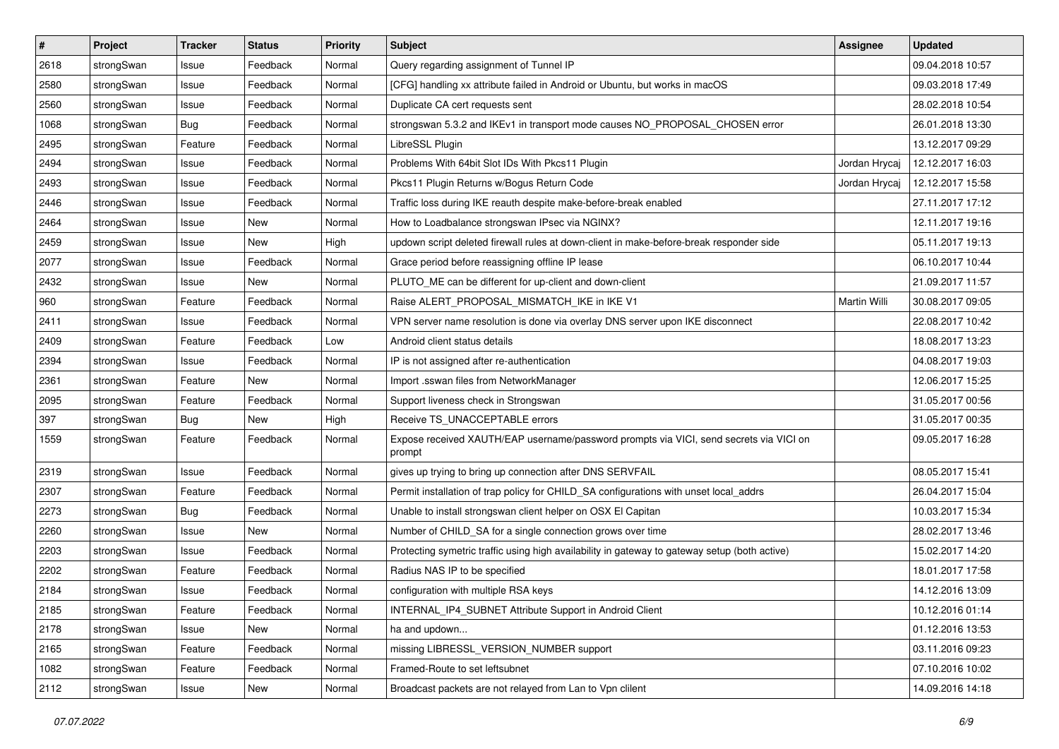| # | Project | Tracker | Status | Priority | Subject | Assignee | Updated |
|---|---|---|---|---|---|---|---|
| 2618 | strongSwan | Issue | Feedback | Normal | Query regarding assignment of Tunnel IP | | 09.04.2018 10:57 |
| 2580 | strongSwan | Issue | Feedback | Normal | [CFG] handling xx attribute failed in Android or Ubuntu, but works in macOS | | 09.03.2018 17:49 |
| 2560 | strongSwan | Issue | Feedback | Normal | Duplicate CA cert requests sent | | 28.02.2018 10:54 |
| 1068 | strongSwan | Bug | Feedback | Normal | strongswan 5.3.2 and IKEv1 in transport mode causes NO_PROPOSAL_CHOSEN error | | 26.01.2018 13:30 |
| 2495 | strongSwan | Feature | Feedback | Normal | LibreSSL Plugin | | 13.12.2017 09:29 |
| 2494 | strongSwan | Issue | Feedback | Normal | Problems With 64bit Slot IDs With Pkcs11 Plugin | Jordan Hrycaj | 12.12.2017 16:03 |
| 2493 | strongSwan | Issue | Feedback | Normal | Pkcs11 Plugin Returns w/Bogus Return Code | Jordan Hrycaj | 12.12.2017 15:58 |
| 2446 | strongSwan | Issue | Feedback | Normal | Traffic loss during IKE reauth despite make-before-break enabled | | 27.11.2017 17:12 |
| 2464 | strongSwan | Issue | New | Normal | How to Loadbalance strongswan IPsec via NGINX? | | 12.11.2017 19:16 |
| 2459 | strongSwan | Issue | New | High | updown script deleted firewall rules at down-client in make-before-break responder side | | 05.11.2017 19:13 |
| 2077 | strongSwan | Issue | Feedback | Normal | Grace period before reassigning offline IP lease | | 06.10.2017 10:44 |
| 2432 | strongSwan | Issue | New | Normal | PLUTO_ME can be different for up-client and down-client | | 21.09.2017 11:57 |
| 960 | strongSwan | Feature | Feedback | Normal | Raise ALERT_PROPOSAL_MISMATCH_IKE in IKE V1 | Martin Willi | 30.08.2017 09:05 |
| 2411 | strongSwan | Issue | Feedback | Normal | VPN server name resolution is done via overlay DNS server upon IKE disconnect | | 22.08.2017 10:42 |
| 2409 | strongSwan | Feature | Feedback | Low | Android client status details | | 18.08.2017 13:23 |
| 2394 | strongSwan | Issue | Feedback | Normal | IP is not assigned after re-authentication | | 04.08.2017 19:03 |
| 2361 | strongSwan | Feature | New | Normal | Import .sswan files from NetworkManager | | 12.06.2017 15:25 |
| 2095 | strongSwan | Feature | Feedback | Normal | Support liveness check in Strongswan | | 31.05.2017 00:56 |
| 397 | strongSwan | Bug | New | High | Receive TS_UNACCEPTABLE errors | | 31.05.2017 00:35 |
| 1559 | strongSwan | Feature | Feedback | Normal | Expose received XAUTH/EAP username/password prompts via VICI, send secrets via VICI on prompt | | 09.05.2017 16:28 |
| 2319 | strongSwan | Issue | Feedback | Normal | gives up trying to bring up connection after DNS SERVFAIL | | 08.05.2017 15:41 |
| 2307 | strongSwan | Feature | Feedback | Normal | Permit installation of trap policy for CHILD_SA configurations with unset local_addrs | | 26.04.2017 15:04 |
| 2273 | strongSwan | Bug | Feedback | Normal | Unable to install strongswan client helper on OSX El Capitan | | 10.03.2017 15:34 |
| 2260 | strongSwan | Issue | New | Normal | Number of CHILD_SA for a single connection grows over time | | 28.02.2017 13:46 |
| 2203 | strongSwan | Issue | Feedback | Normal | Protecting symetric traffic using high availability in gateway to gateway setup (both active) | | 15.02.2017 14:20 |
| 2202 | strongSwan | Feature | Feedback | Normal | Radius NAS IP to be specified | | 18.01.2017 17:58 |
| 2184 | strongSwan | Issue | Feedback | Normal | configuration with multiple RSA keys | | 14.12.2016 13:09 |
| 2185 | strongSwan | Feature | Feedback | Normal | INTERNAL_IP4_SUBNET Attribute Support in Android Client | | 10.12.2016 01:14 |
| 2178 | strongSwan | Issue | New | Normal | ha and updown... | | 01.12.2016 13:53 |
| 2165 | strongSwan | Feature | Feedback | Normal | missing LIBRESSL_VERSION_NUMBER support | | 03.11.2016 09:23 |
| 1082 | strongSwan | Feature | Feedback | Normal | Framed-Route to set leftsubnet | | 07.10.2016 10:02 |
| 2112 | strongSwan | Issue | New | Normal | Broadcast packets are not relayed from Lan to Vpn clilent | | 14.09.2016 14:18 |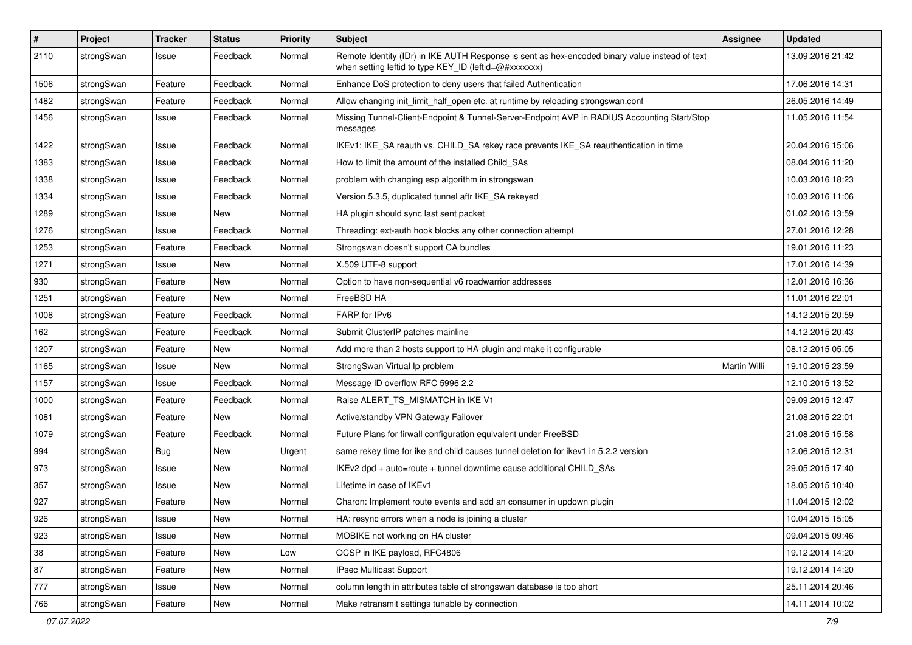| # | Project | Tracker | Status | Priority | Subject | Assignee | Updated |
|---|---|---|---|---|---|---|---|
| 2110 | strongSwan | Issue | Feedback | Normal | Remote Identity (IDr) in IKE AUTH Response is sent as hex-encoded binary value instead of text when setting leftid to type KEY_ID (leftid=@#xxxxxxx) | | 13.09.2016 21:42 |
| 1506 | strongSwan | Feature | Feedback | Normal | Enhance DoS protection to deny users that failed Authentication | | 17.06.2016 14:31 |
| 1482 | strongSwan | Feature | Feedback | Normal | Allow changing init_limit_half_open etc. at runtime by reloading strongswan.conf | | 26.05.2016 14:49 |
| 1456 | strongSwan | Issue | Feedback | Normal | Missing Tunnel-Client-Endpoint & Tunnel-Server-Endpoint AVP in RADIUS Accounting Start/Stop messages | | 11.05.2016 11:54 |
| 1422 | strongSwan | Issue | Feedback | Normal | IKEv1: IKE_SA reauth vs. CHILD_SA rekey race prevents IKE_SA reauthentication in time | | 20.04.2016 15:06 |
| 1383 | strongSwan | Issue | Feedback | Normal | How to limit the amount of the installed Child_SAs | | 08.04.2016 11:20 |
| 1338 | strongSwan | Issue | Feedback | Normal | problem with changing esp algorithm in strongswan | | 10.03.2016 18:23 |
| 1334 | strongSwan | Issue | Feedback | Normal | Version 5.3.5, duplicated tunnel aftr IKE_SA rekeyed | | 10.03.2016 11:06 |
| 1289 | strongSwan | Issue | New | Normal | HA plugin should sync last sent packet | | 01.02.2016 13:59 |
| 1276 | strongSwan | Issue | Feedback | Normal | Threading: ext-auth hook blocks any other connection attempt | | 27.01.2016 12:28 |
| 1253 | strongSwan | Feature | Feedback | Normal | Strongswan doesn't support CA bundles | | 19.01.2016 11:23 |
| 1271 | strongSwan | Issue | New | Normal | X.509 UTF-8 support | | 17.01.2016 14:39 |
| 930 | strongSwan | Feature | New | Normal | Option to have non-sequential v6 roadwarrior addresses | | 12.01.2016 16:36 |
| 1251 | strongSwan | Feature | New | Normal | FreeBSD HA | | 11.01.2016 22:01 |
| 1008 | strongSwan | Feature | Feedback | Normal | FARP for IPv6 | | 14.12.2015 20:59 |
| 162 | strongSwan | Feature | Feedback | Normal | Submit ClusterIP patches mainline | | 14.12.2015 20:43 |
| 1207 | strongSwan | Feature | New | Normal | Add more than 2 hosts support to HA plugin and make it configurable | | 08.12.2015 05:05 |
| 1165 | strongSwan | Issue | New | Normal | StrongSwan Virtual Ip problem | Martin Willi | 19.10.2015 23:59 |
| 1157 | strongSwan | Issue | Feedback | Normal | Message ID overflow RFC 5996 2.2 | | 12.10.2015 13:52 |
| 1000 | strongSwan | Feature | Feedback | Normal | Raise ALERT_TS_MISMATCH in IKE V1 | | 09.09.2015 12:47 |
| 1081 | strongSwan | Feature | New | Normal | Active/standby VPN Gateway Failover | | 21.08.2015 22:01 |
| 1079 | strongSwan | Feature | Feedback | Normal | Future Plans for firwall configuration equivalent under FreeBSD | | 21.08.2015 15:58 |
| 994 | strongSwan | Bug | New | Urgent | same rekey time for ike and child causes tunnel deletion for ikev1 in 5.2.2 version | | 12.06.2015 12:31 |
| 973 | strongSwan | Issue | New | Normal | IKEv2 dpd + auto=route + tunnel downtime cause additional CHILD_SAs | | 29.05.2015 17:40 |
| 357 | strongSwan | Issue | New | Normal | Lifetime in case of IKEv1 | | 18.05.2015 10:40 |
| 927 | strongSwan | Feature | New | Normal | Charon: Implement route events and add an consumer in updown plugin | | 11.04.2015 12:02 |
| 926 | strongSwan | Issue | New | Normal | HA: resync errors when a node is joining a cluster | | 10.04.2015 15:05 |
| 923 | strongSwan | Issue | New | Normal | MOBIKE not working on HA cluster | | 09.04.2015 09:46 |
| 38 | strongSwan | Feature | New | Low | OCSP in IKE payload, RFC4806 | | 19.12.2014 14:20 |
| 87 | strongSwan | Feature | New | Normal | IPsec Multicast Support | | 19.12.2014 14:20 |
| 777 | strongSwan | Issue | New | Normal | column length in attributes table of strongswan database is too short | | 25.11.2014 20:46 |
| 766 | strongSwan | Feature | New | Normal | Make retransmit settings tunable by connection | | 14.11.2014 10:02 |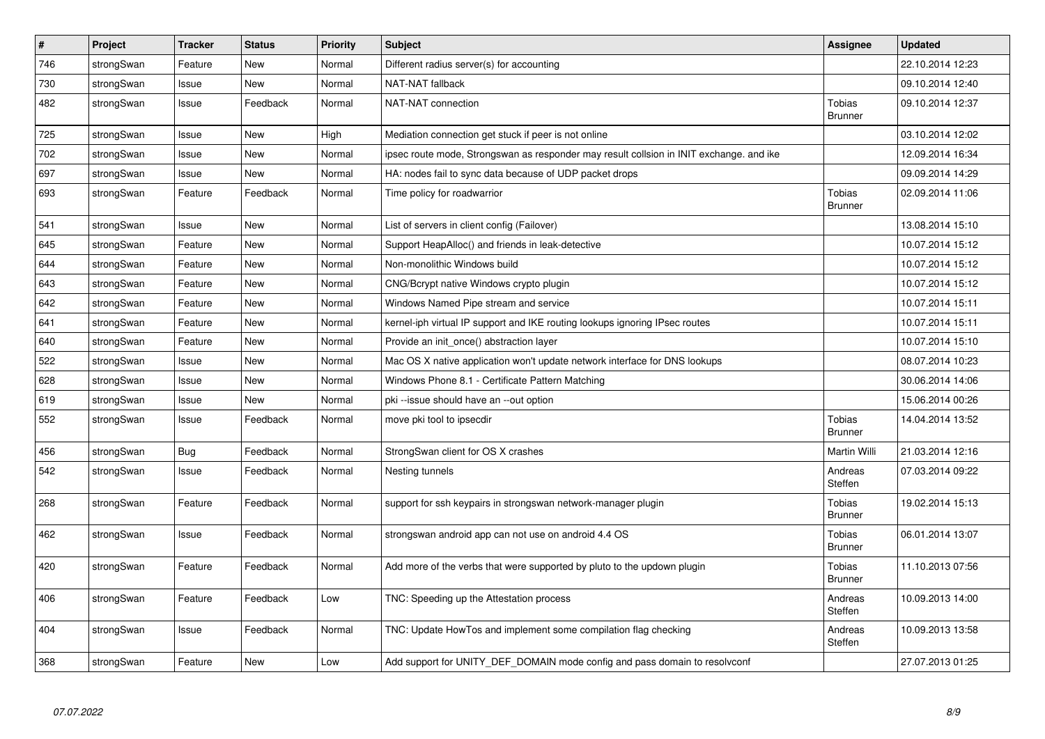| # | Project | Tracker | Status | Priority | Subject | Assignee | Updated |
|---|---|---|---|---|---|---|---|
| 746 | strongSwan | Feature | New | Normal | Different radius server(s) for accounting | | 22.10.2014 12:23 |
| 730 | strongSwan | Issue | New | Normal | NAT-NAT fallback | | 09.10.2014 12:40 |
| 482 | strongSwan | Issue | Feedback | Normal | NAT-NAT connection | Tobias Brunner | 09.10.2014 12:37 |
| 725 | strongSwan | Issue | New | High | Mediation connection get stuck if peer is not online | | 03.10.2014 12:02 |
| 702 | strongSwan | Issue | New | Normal | ipsec route mode, Strongswan as responder may result collsion in INIT exchange. and ike | | 12.09.2014 16:34 |
| 697 | strongSwan | Issue | New | Normal | HA: nodes fail to sync data because of UDP packet drops | | 09.09.2014 14:29 |
| 693 | strongSwan | Feature | Feedback | Normal | Time policy for roadwarrior | Tobias Brunner | 02.09.2014 11:06 |
| 541 | strongSwan | Issue | New | Normal | List of servers in client config (Failover) | | 13.08.2014 15:10 |
| 645 | strongSwan | Feature | New | Normal | Support HeapAlloc() and friends in leak-detective | | 10.07.2014 15:12 |
| 644 | strongSwan | Feature | New | Normal | Non-monolithic Windows build | | 10.07.2014 15:12 |
| 643 | strongSwan | Feature | New | Normal | CNG/Bcrypt native Windows crypto plugin | | 10.07.2014 15:12 |
| 642 | strongSwan | Feature | New | Normal | Windows Named Pipe stream and service | | 10.07.2014 15:11 |
| 641 | strongSwan | Feature | New | Normal | kernel-iph virtual IP support and IKE routing lookups ignoring IPsec routes | | 10.07.2014 15:11 |
| 640 | strongSwan | Feature | New | Normal | Provide an init_once() abstraction layer | | 10.07.2014 15:10 |
| 522 | strongSwan | Issue | New | Normal | Mac OS X native application won't update network interface for DNS lookups | | 08.07.2014 10:23 |
| 628 | strongSwan | Issue | New | Normal | Windows Phone 8.1 - Certificate Pattern Matching | | 30.06.2014 14:06 |
| 619 | strongSwan | Issue | New | Normal | pki --issue should have an --out option | | 15.06.2014 00:26 |
| 552 | strongSwan | Issue | Feedback | Normal | move pki tool to ipsecdir | Tobias Brunner | 14.04.2014 13:52 |
| 456 | strongSwan | Bug | Feedback | Normal | StrongSwan client for OS X crashes | Martin Willi | 21.03.2014 12:16 |
| 542 | strongSwan | Issue | Feedback | Normal | Nesting tunnels | Andreas Steffen | 07.03.2014 09:22 |
| 268 | strongSwan | Feature | Feedback | Normal | support for ssh keypairs in strongswan network-manager plugin | Tobias Brunner | 19.02.2014 15:13 |
| 462 | strongSwan | Issue | Feedback | Normal | strongswan android app can not use on android 4.4 OS | Tobias Brunner | 06.01.2014 13:07 |
| 420 | strongSwan | Feature | Feedback | Normal | Add more of the verbs that were supported by pluto to the updown plugin | Tobias Brunner | 11.10.2013 07:56 |
| 406 | strongSwan | Feature | Feedback | Low | TNC: Speeding up the Attestation process | Andreas Steffen | 10.09.2013 14:00 |
| 404 | strongSwan | Issue | Feedback | Normal | TNC: Update HowTos and implement some compilation flag checking | Andreas Steffen | 10.09.2013 13:58 |
| 368 | strongSwan | Feature | New | Low | Add support for UNITY_DEF_DOMAIN mode config and pass domain to resolvconf | | 27.07.2013 01:25 |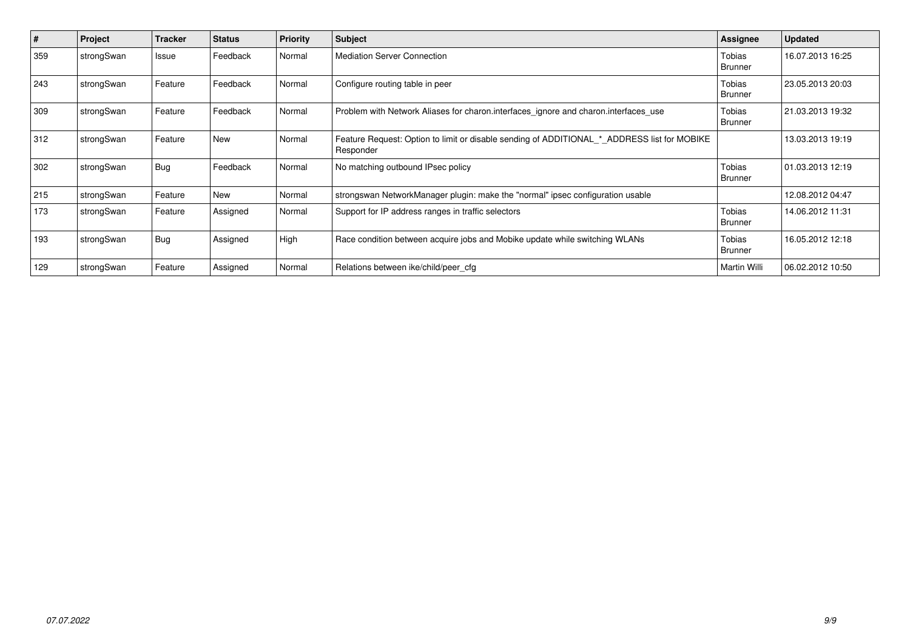| # | Project | Tracker | Status | Priority | Subject | Assignee | Updated |
|---|---|---|---|---|---|---|---|
| 359 | strongSwan | Issue | Feedback | Normal | Mediation Server Connection | Tobias Brunner | 16.07.2013 16:25 |
| 243 | strongSwan | Feature | Feedback | Normal | Configure routing table in peer | Tobias Brunner | 23.05.2013 20:03 |
| 309 | strongSwan | Feature | Feedback | Normal | Problem with Network Aliases for charon.interfaces_ignore and charon.interfaces_use | Tobias Brunner | 21.03.2013 19:32 |
| 312 | strongSwan | Feature | New | Normal | Feature Request: Option to limit or disable sending of ADDITIONAL_*_ADDRESS list for MOBIKE Responder | | 13.03.2013 19:19 |
| 302 | strongSwan | Bug | Feedback | Normal | No matching outbound IPsec policy | Tobias Brunner | 01.03.2013 12:19 |
| 215 | strongSwan | Feature | New | Normal | strongswan NetworkManager plugin: make the "normal" ipsec configuration usable | | 12.08.2012 04:47 |
| 173 | strongSwan | Feature | Assigned | Normal | Support for IP address ranges in traffic selectors | Tobias Brunner | 14.06.2012 11:31 |
| 193 | strongSwan | Bug | Assigned | High | Race condition between acquire jobs and Mobike update while switching WLANs | Tobias Brunner | 16.05.2012 12:18 |
| 129 | strongSwan | Feature | Assigned | Normal | Relations between ike/child/peer_cfg | Martin Willi | 06.02.2012 10:50 |